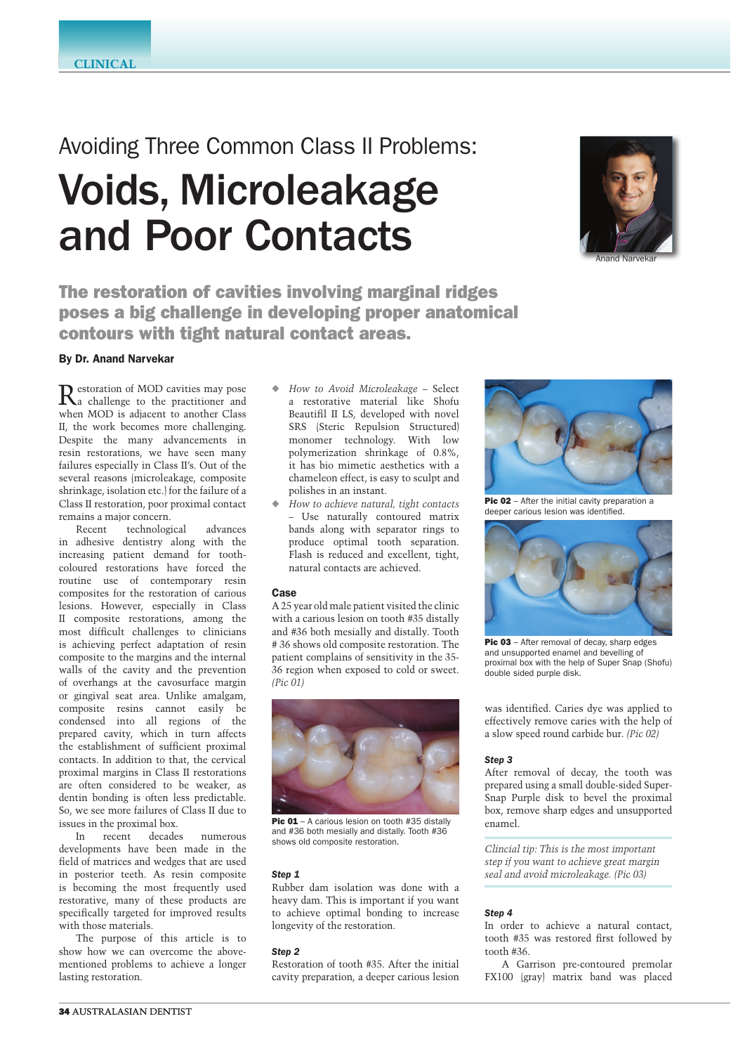# Avoiding Three Common Class II Problems:

# Voids, Microleakage and Poor Contacts

Anand Narvekar

**The restoration of cavities involving marginal ridges poses a big challenge in developing proper anatomical contours with tight natural contact areas.**

**By Dr. Anand Narvekar**

Restoration of MOD cavities may pose a challenge to the practitioner and when MOD is adjacent to another Class II, the work becomes more challenging. Despite the many advancements in resin restorations, we have seen many failures especially in Class II's. Out of the several reasons (microleakage, composite shrinkage, isolation etc.) for the failure of a Class II restoration, poor proximal contact remains a major concern.

Recent technological advances in adhesive dentistry along with the increasing patient demand for tooth-coloured restorations have forced the routine use of contemporary resin composites for the restoration of carious lesions. However, especially in Class II composite restorations, among the most difficult challenges to clinicians is achieving perfect adaptation of resin composite to the margins and the internal walls of the cavity and the prevention of overhangs at the cavosurface margin or gingival seat area. Unlike amalgam, composite resins cannot easily be condensed into all regions of the prepared cavity, which in turn affects the establishment of sufficient proximal contacts. In addition to that, the cervical proximal margins in Class II restorations are often considered to be weaker, as dentin bonding is often less predictable. So, we see more failures of Class II due to issues in the proximal box.

In recent decades numerous developments have been made in the field of matrices and wedges that are used in posterior teeth. As resin composite is becoming the most frequently used restorative, many of these products are specifically targeted for improved results with those materials.

The purpose of this article is to show how we can overcome the above-mentioned problems to achieve a longer lasting restoration.

- *How to Avoid Microleakage* – Select a restorative material like Shofu Beautifil II LS, developed with novel SRS (Steric Repulsion Structured) monomer technology. With low polymerization shrinkage of 0.8%, it has bio mimetic aesthetics with a chameleon effect, is easy to sculpt and polishes in an instant.
- *How to achieve natural, tight contacts* – Use naturally contoured matrix bands along with separator rings to produce optimal tooth separation. Flash is reduced and excellent, tight, natural contacts are achieved.

### Case

A 25 year old male patient visited the clinic with a carious lesion on tooth #35 distally and #36 both mesially and distally. Tooth # 36 shows old composite restoration. The patient complains of sensitivity in the 35-36 region when exposed to cold or sweet. *(Pic 01)*

**Pic 01** – A carious lesion on tooth #35 distally and #36 both mesially and distally. Tooth #36 shows old composite restoration.

#### *Step 1*

Rubber dam isolation was done with a heavy dam. This is important if you want to achieve optimal bonding to increase longevity of the restoration.

#### *Step 2*

Restoration of tooth #35. After the initial cavity preparation, a deeper carious lesion was identified. Caries dye was applied to effectively remove caries with the help of a slow speed round carbide bur. *(Pic 02)*

**Pic 02** – After the initial cavity preparation a deeper carious lesion was identified.

#### *Step 3*

After removal of decay, the tooth was prepared using a small double-sided Super-Snap Purple disk to bevel the proximal box, remove sharp edges and unsupported enamel.

*Clincial tip: This is the most important step if you want to achieve great margin seal and avoid microleakage. (Pic 03)*

**Pic 03** – After removal of decay, sharp edges and unsupported enamel and bevelling of proximal box with the help of Super Snap (Shofu) double sided purple disk.

#### *Step 4*

In order to achieve a natural contact, tooth #35 was restored first followed by tooth #36.

A Garrison pre-contoured premolar FX100 (gray) matrix band was placed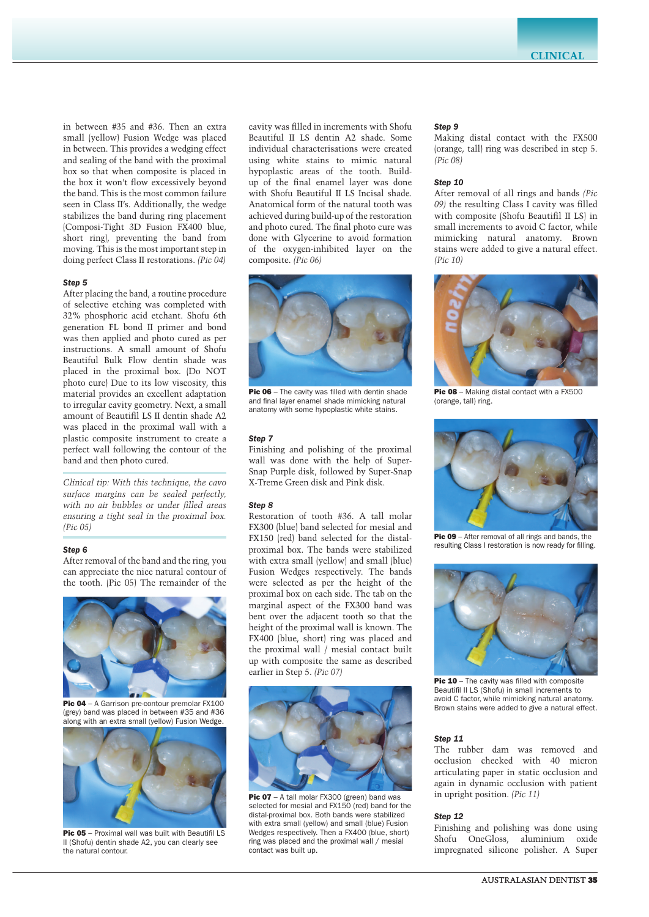in between #35 and #36. Then an extra small (yellow) Fusion Wedge was placed in between. This provides a wedging effect and sealing of the band with the proximal box so that when composite is placed in the box it won't flow excessively beyond the band. This is the most common failure seen in Class II's. Additionally, the wedge stabilizes the band during ring placement (Composi-Tight 3D Fusion FX400 blue, short ring), preventing the band from moving. This is the most important step in doing perfect Class II restorations. *(Pic 04)*

**Step 5**

After placing the band, a routine procedure of selective etching was completed with 32% phosphoric acid etchant. Shofu 6th generation FL bond II primer and bond was then applied and photo cured as per instructions. A small amount of Shofu Beautiful Bulk Flow dentin shade was placed in the proximal box. (Do NOT photo cure) Due to its low viscosity, this material provides an excellent adaptation to irregular cavity geometry. Next, a small amount of Beautifil LS II dentin shade A2 was placed in the proximal wall with a plastic composite instrument to create a perfect wall following the contour of the band and then photo cured.

*Clinical tip: With this technique, the cavo surface margins can be sealed perfectly, with no air bubbles or under filled areas ensuring a tight seal in the proximal box. (Pic 05)*

**Step 6**

After removal of the band and the ring, you can appreciate the nice natural contour of the tooth. (Pic 05) The remainder of the cavity was filled in increments with Shofu Beautiful II LS dentin A2 shade. Some individual characterisations were created using white stains to mimic natural hypoplastic areas of the tooth. Build-up of the final enamel layer was done with Shofu Beautiful II LS Incisal shade. Anatomical form of the natural tooth was achieved during build-up of the restoration and photo cured. The final photo cure was done with Glycerine to avoid formation of the oxygen-inhibited layer on the composite. *(Pic 06)*

**Pic 04** – A Garrison pre-contour premolar FX100 (grey) band was placed in between #35 and #36 along with an extra small (yellow) Fusion Wedge.

**Pic 05** – Proximal wall was built with Beautifil LS II (Shofu) dentin shade A2, you can clearly see the natural contour.

**Pic 06** – The cavity was filled with dentin shade and final layer enamel shade mimicking natural anatomy with some hypoplastic white stains.

**Step 7**

Finishing and polishing of the proximal wall was done with the help of Super-Snap Purple disk, followed by Super-Snap X-Treme Green disk and Pink disk.

**Step 8**

Restoration of tooth #36. A tall molar FX300 (blue) band selected for mesial and FX150 (red) band selected for the distal-proximal box. The bands were stabilized with extra small (yellow) and small (blue) Fusion Wedges respectively. The bands were selected as per the height of the proximal box on each side. The tab on the marginal aspect of the FX300 band was bent over the adjacent tooth so that the height of the proximal wall is known. The FX400 (blue, short) ring was placed and the proximal wall / mesial contact built up with composite the same as described earlier in Step 5. *(Pic 07)*

**Pic 07** – A tall molar FX300 (green) band was selected for mesial and FX150 (red) band for the distal-proximal box. Both bands were stabilized with extra small (yellow) and small (blue) Fusion Wedges respectively. Then a FX400 (blue, short) ring was placed and the proximal wall / mesial contact was built up.

**Step 9**

Making distal contact with the FX500 (orange, tall) ring was described in step 5. *(Pic 08)*

**Step 10**

After removal of all rings and bands *(Pic 09)* the resulting Class I cavity was filled with composite (Shofu Beautifil II LS) in small increments to avoid C factor, while mimicking natural anatomy. Brown stains were added to give a natural effect. *(Pic 10)*

**Pic 08** – Making distal contact with a FX500 (orange, tall) ring.

**Pic 09** – After removal of all rings and bands, the resulting Class I restoration is now ready for filling.

**Pic 10** – The cavity was filled with composite Beautifil II LS (Shofu) in small increments to avoid C factor, while mimicking natural anatomy. Brown stains were added to give a natural effect.

**Step 11**

The rubber dam was removed and occlusion checked with 40 micron articulating paper in static occlusion and again in dynamic occlusion with patient in upright position. *(Pic 11)*

**Step 12**

Finishing and polishing was done using Shofu OneGloss, aluminium oxide impregnated silicone polisher. A Super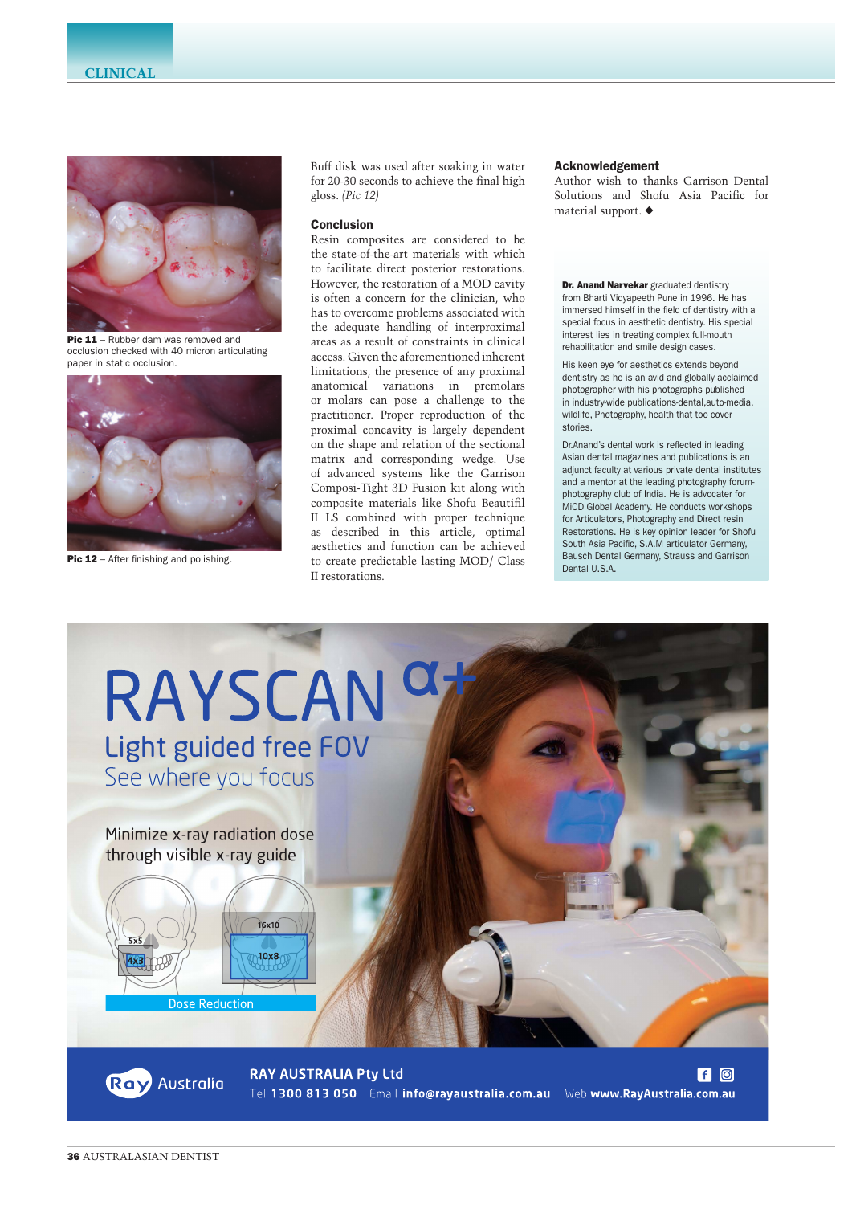Pic 11 – Rubber dam was removed and occlusion checked with 40 micron articulating paper in static occlusion.

Pic 12 – After finishing and polishing.

Buff disk was used after soaking in water for 20-30 seconds to achieve the final high gloss. *(Pic 12)*

## Conclusion

Resin composites are considered to be the state-of-the-art materials with which to facilitate direct posterior restorations. However, the restoration of a MOD cavity is often a concern for the clinician, who has to overcome problems associated with the adequate handling of interproximal areas as a result of constraints in clinical access. Given the aforementioned inherent limitations, the presence of any proximal anatomical variations in premolars or molars can pose a challenge to the practitioner. Proper reproduction of the proximal concavity is largely dependent on the shape and relation of the sectional matrix and corresponding wedge. Use of advanced systems like the Garrison Composi-Tight 3D Fusion kit along with composite materials like Shofu Beautifil II LS combined with proper technique as described in this article, optimal aesthetics and function can be achieved to create predictable lasting MOD/ Class II restorations.

## Acknowledgement

Author wish to thanks Garrison Dental Solutions and Shofu Asia Pacific for material support. ◆

**Dr. Anand Narvekar** graduated dentistry from Bharti Vidyapeeth Pune in 1996. He has immersed himself in the field of dentistry with a special focus in aesthetic dentistry. His special interest lies in treating complex full-mouth rehabilitation and smile design cases.

His keen eye for aesthetics extends beyond dentistry as he is an avid and globally acclaimed photographer with his photographs published in industry-wide publications-dental,auto-media, wildlife, Photography, health that too cover stories.

Dr.Anand's dental work is reflected in leading Asian dental magazines and publications is an adjunct faculty at various private dental institutes and a mentor at the leading photography forum-photography club of India. He is advocater for MiCD Global Academy. He conducts workshops for Articulators, Photography and Direct resin Restorations. He is key opinion leader for Shofu South Asia Pacific, S.A.M articulator Germany, Bausch Dental Germany, Strauss and Garrison Dental U.S.A.

RAYSCAN α+

Light guided free FOV

See where you focus

Minimize x-ray radiation dose through visible x-ray guide

5x5

4x3

16x10

10x8

Dose Reduction

Ray Australia

RAY AUSTRALIA Pty Ltd

Tel 1300 813 050 Email info@rayaustralia.com.au Web www.RayAustralia.com.au